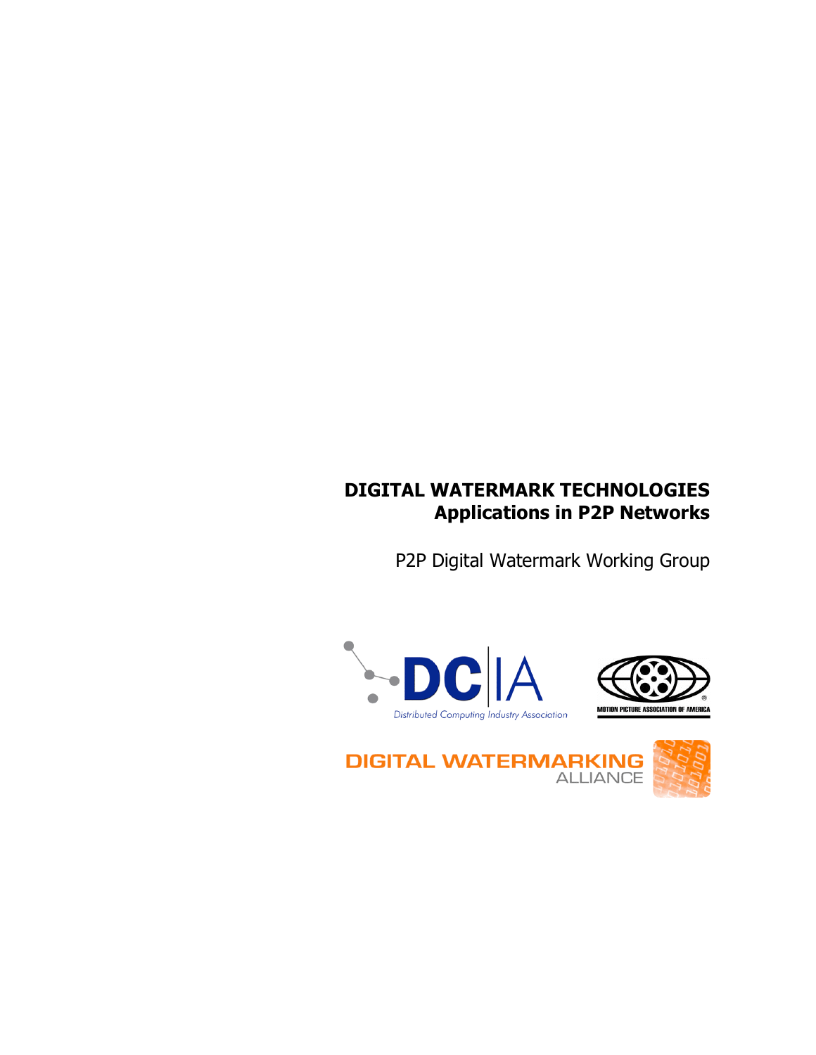# DIGITAL WATERMARK TECHNOLOGIES
## Applications in P2P Networks

P2P Digital Watermark Working Group

DCIA
Distributed Computing Industry Association

MOTION PICTURE ASSOCIATION OF AMERICA

DIGITAL WATERMARKING ALLIANCE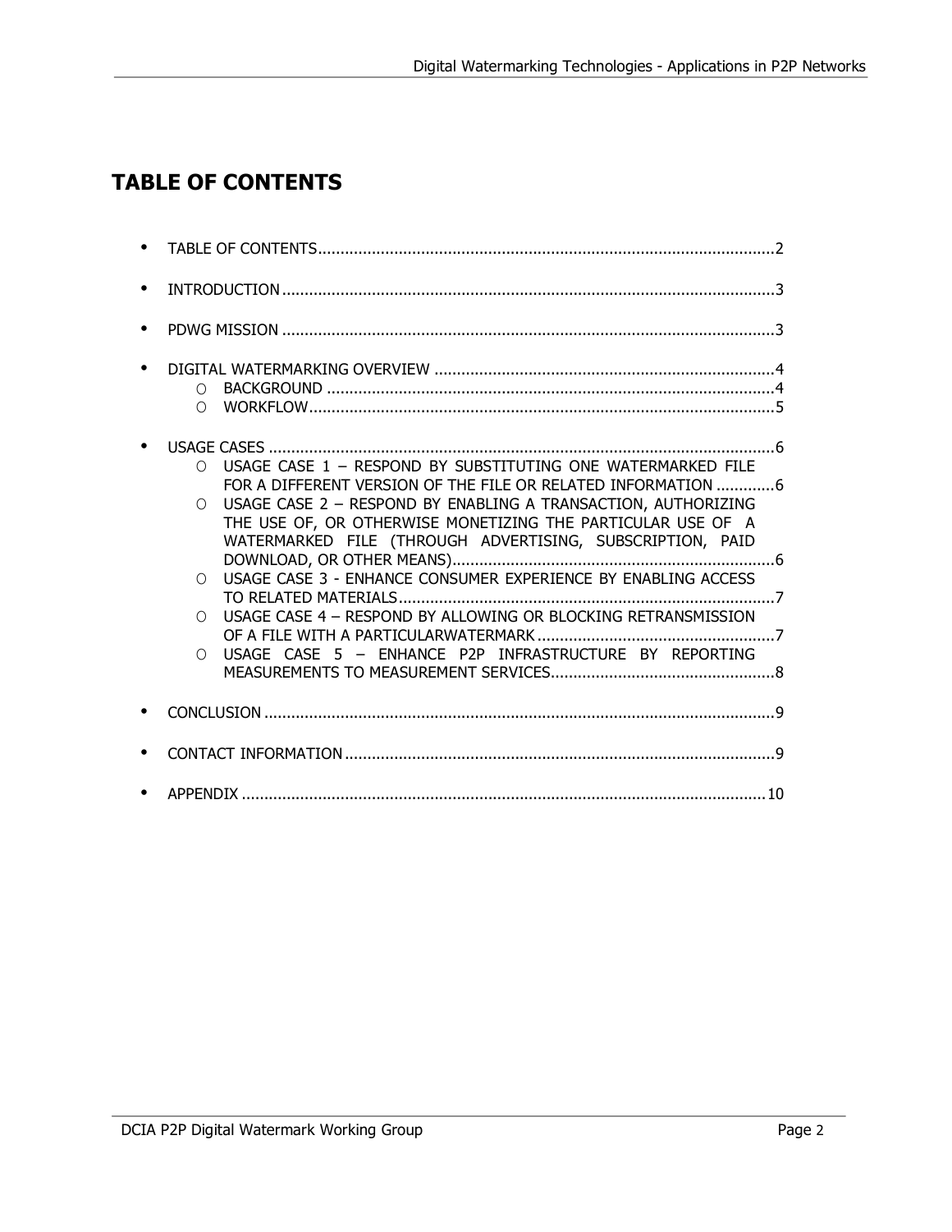# TABLE OF CONTENTS

- TABLE OF CONTENTS....................................................................................................2
- INTRODUCTION...........................................................................................................3
- PDWG MISSION ...........................................................................................................3
- DIGITAL WATERMARKING OVERVIEW ..........................................................................4
    - BACKGROUND ..................................................................................................4
    - WORKFLOW......................................................................................................5
- USAGE CASES ..............................................................................................................6
    - USAGE CASE 1 – RESPOND BY SUBSTITUTING ONE WATERMARKED FILE FOR A DIFFERENT VERSION OF THE FILE OR RELATED INFORMATION ............6
    - USAGE CASE 2 – RESPOND BY ENABLING A TRANSACTION, AUTHORIZING THE USE OF, OR OTHERWISE MONETIZING THE PARTICULAR USE OF A WATERMARKED FILE (THROUGH ADVERTISING, SUBSCRIPTION, PAID DOWNLOAD, OR OTHER MEANS)......................................................................6
    - USAGE CASE 3 - ENHANCE CONSUMER EXPERIENCE BY ENABLING ACCESS TO RELATED MATERIALS..................................................................................7
    - USAGE CASE 4 – RESPOND BY ALLOWING OR BLOCKING RETRANSMISSION OF A FILE WITH A PARTICULARWATERMARK ....................................................7
    - USAGE CASE 5 – ENHANCE P2P INFRASTRUCTURE BY REPORTING MEASUREMENTS TO MEASUREMENT SERVICES.................................................8
- CONCLUSION ...............................................................................................................9
- CONTACT INFORMATION ..............................................................................................9
- APPENDIX ..................................................................................................................10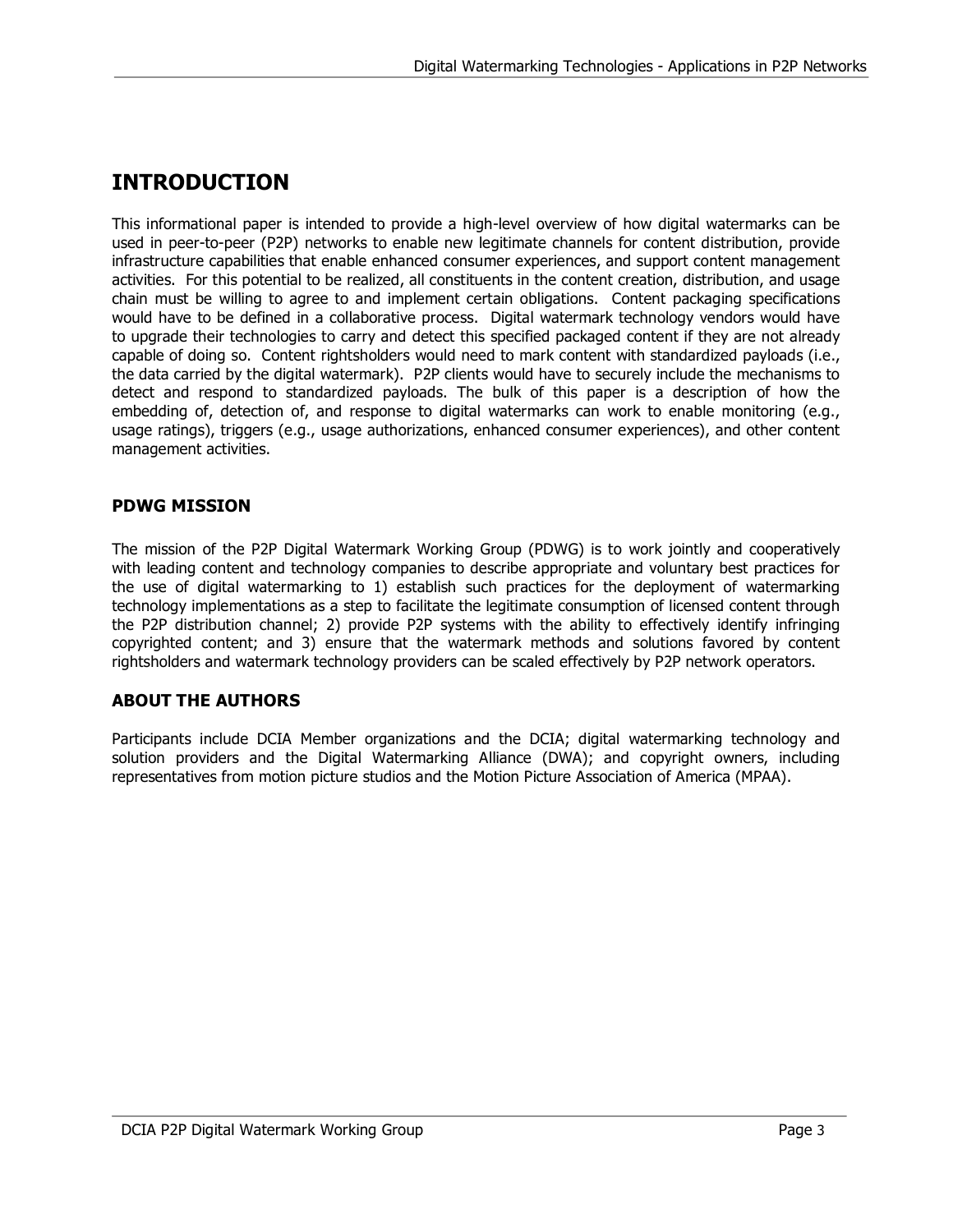# INTRODUCTION

This informational paper is intended to provide a high-level overview of how digital watermarks can be used in peer-to-peer (P2P) networks to enable new legitimate channels for content distribution, provide infrastructure capabilities that enable enhanced consumer experiences, and support content management activities. For this potential to be realized, all constituents in the content creation, distribution, and usage chain must be willing to agree to and implement certain obligations. Content packaging specifications would have to be defined in a collaborative process. Digital watermark technology vendors would have to upgrade their technologies to carry and detect this specified packaged content if they are not already capable of doing so. Content rightsholders would need to mark content with standardized payloads (i.e., the data carried by the digital watermark). P2P clients would have to securely include the mechanisms to detect and respond to standardized payloads. The bulk of this paper is a description of how the embedding of, detection of, and response to digital watermarks can work to enable monitoring (e.g., usage ratings), triggers (e.g., usage authorizations, enhanced consumer experiences), and other content management activities.

## PDWG MISSION

The mission of the P2P Digital Watermark Working Group (PDWG) is to work jointly and cooperatively with leading content and technology companies to describe appropriate and voluntary best practices for the use of digital watermarking to 1) establish such practices for the deployment of watermarking technology implementations as a step to facilitate the legitimate consumption of licensed content through the P2P distribution channel; 2) provide P2P systems with the ability to effectively identify infringing copyrighted content; and 3) ensure that the watermark methods and solutions favored by content rightsholders and watermark technology providers can be scaled effectively by P2P network operators.

## ABOUT THE AUTHORS

Participants include DCIA Member organizations and the DCIA; digital watermarking technology and solution providers and the Digital Watermarking Alliance (DWA); and copyright owners, including representatives from motion picture studios and the Motion Picture Association of America (MPAA).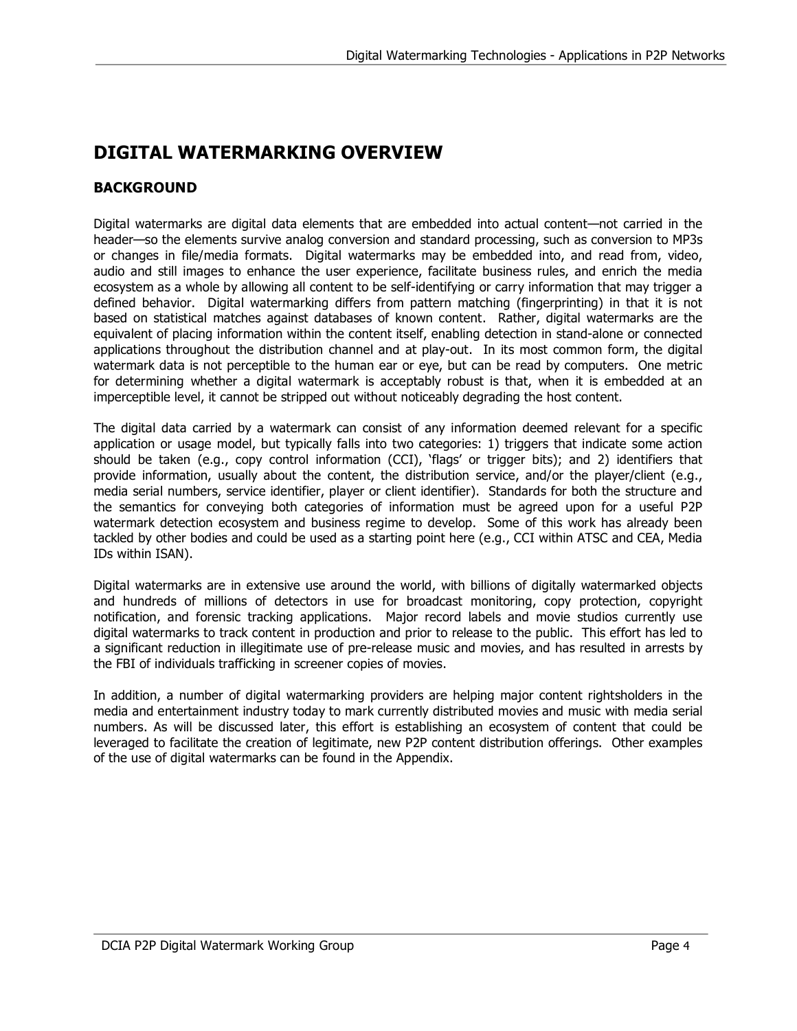# DIGITAL WATERMARKING OVERVIEW

## BACKGROUND

Digital watermarks are digital data elements that are embedded into actual content—not carried in the header—so the elements survive analog conversion and standard processing, such as conversion to MP3s or changes in file/media formats. Digital watermarks may be embedded into, and read from, video, audio and still images to enhance the user experience, facilitate business rules, and enrich the media ecosystem as a whole by allowing all content to be self-identifying or carry information that may trigger a defined behavior. Digital watermarking differs from pattern matching (fingerprinting) in that it is not based on statistical matches against databases of known content. Rather, digital watermarks are the equivalent of placing information within the content itself, enabling detection in stand-alone or connected applications throughout the distribution channel and at play-out. In its most common form, the digital watermark data is not perceptible to the human ear or eye, but can be read by computers. One metric for determining whether a digital watermark is acceptably robust is that, when it is embedded at an imperceptible level, it cannot be stripped out without noticeably degrading the host content.

The digital data carried by a watermark can consist of any information deemed relevant for a specific application or usage model, but typically falls into two categories: 1) triggers that indicate some action should be taken (e.g., copy control information (CCI), 'flags' or trigger bits); and 2) identifiers that provide information, usually about the content, the distribution service, and/or the player/client (e.g., media serial numbers, service identifier, player or client identifier). Standards for both the structure and the semantics for conveying both categories of information must be agreed upon for a useful P2P watermark detection ecosystem and business regime to develop. Some of this work has already been tackled by other bodies and could be used as a starting point here (e.g., CCI within ATSC and CEA, Media IDs within ISAN).

Digital watermarks are in extensive use around the world, with billions of digitally watermarked objects and hundreds of millions of detectors in use for broadcast monitoring, copy protection, copyright notification, and forensic tracking applications. Major record labels and movie studios currently use digital watermarks to track content in production and prior to release to the public. This effort has led to a significant reduction in illegitimate use of pre-release music and movies, and has resulted in arrests by the FBI of individuals trafficking in screener copies of movies.

In addition, a number of digital watermarking providers are helping major content rightsholders in the media and entertainment industry today to mark currently distributed movies and music with media serial numbers. As will be discussed later, this effort is establishing an ecosystem of content that could be leveraged to facilitate the creation of legitimate, new P2P content distribution offerings. Other examples of the use of digital watermarks can be found in the Appendix.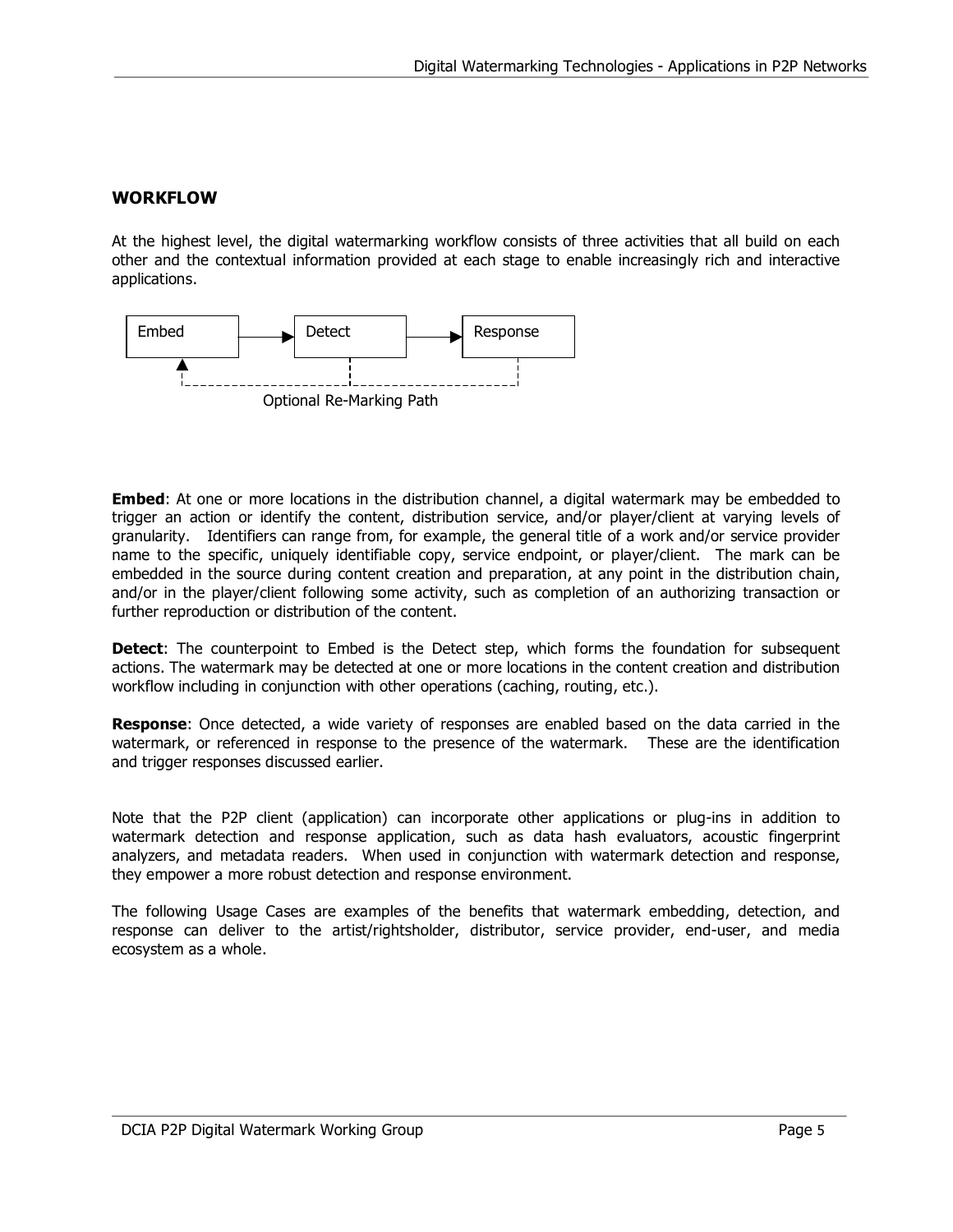## WORKFLOW

At the highest level, the digital watermarking workflow consists of three activities that all build on each other and the contextual information provided at each stage to enable increasingly rich and interactive applications.

Embed → Detect → Response

Optional Re-Marking Path

**Embed**: At one or more locations in the distribution channel, a digital watermark may be embedded to trigger an action or identify the content, distribution service, and/or player/client at varying levels of granularity. Identifiers can range from, for example, the general title of a work and/or service provider name to the specific, uniquely identifiable copy, service endpoint, or player/client. The mark can be embedded in the source during content creation and preparation, at any point in the distribution chain, and/or in the player/client following some activity, such as completion of an authorizing transaction or further reproduction or distribution of the content.

**Detect**: The counterpoint to Embed is the Detect step, which forms the foundation for subsequent actions. The watermark may be detected at one or more locations in the content creation and distribution workflow including in conjunction with other operations (caching, routing, etc.).

**Response**: Once detected, a wide variety of responses are enabled based on the data carried in the watermark, or referenced in response to the presence of the watermark. These are the identification and trigger responses discussed earlier.

Note that the P2P client (application) can incorporate other applications or plug-ins in addition to watermark detection and response application, such as data hash evaluators, acoustic fingerprint analyzers, and metadata readers. When used in conjunction with watermark detection and response, they empower a more robust detection and response environment.

The following Usage Cases are examples of the benefits that watermark embedding, detection, and response can deliver to the artist/rightsholder, distributor, service provider, end-user, and media ecosystem as a whole.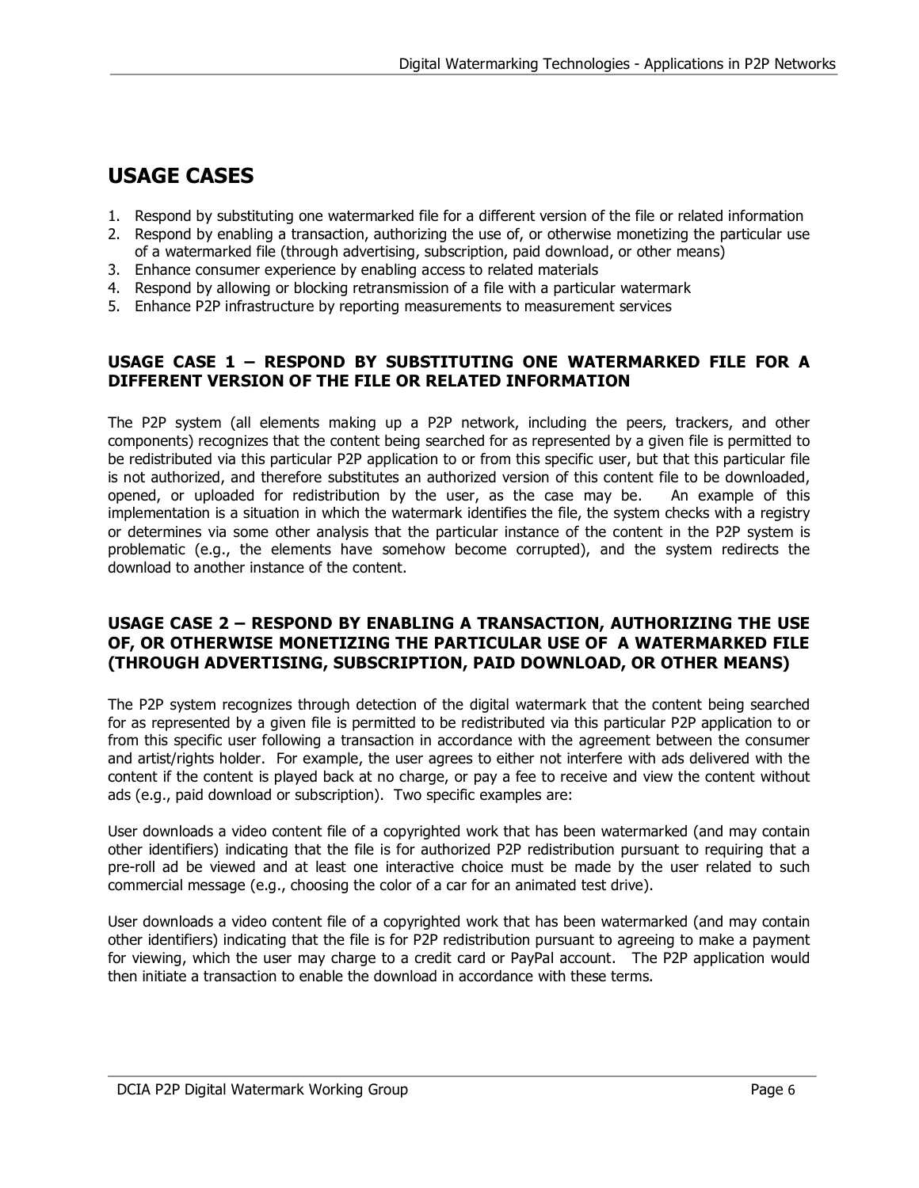# USAGE CASES

1. Respond by substituting one watermarked file for a different version of the file or related information
2. Respond by enabling a transaction, authorizing the use of, or otherwise monetizing the particular use of a watermarked file (through advertising, subscription, paid download, or other means)
3. Enhance consumer experience by enabling access to related materials
4. Respond by allowing or blocking retransmission of a file with a particular watermark
5. Enhance P2P infrastructure by reporting measurements to measurement services

## USAGE CASE 1 – RESPOND BY SUBSTITUTING ONE WATERMARKED FILE FOR A DIFFERENT VERSION OF THE FILE OR RELATED INFORMATION

The P2P system (all elements making up a P2P network, including the peers, trackers, and other components) recognizes that the content being searched for as represented by a given file is permitted to be redistributed via this particular P2P application to or from this specific user, but that this particular file is not authorized, and therefore substitutes an authorized version of this content file to be downloaded, opened, or uploaded for redistribution by the user, as the case may be. An example of this implementation is a situation in which the watermark identifies the file, the system checks with a registry or determines via some other analysis that the particular instance of the content in the P2P system is problematic (e.g., the elements have somehow become corrupted), and the system redirects the download to another instance of the content.

## USAGE CASE 2 – RESPOND BY ENABLING A TRANSACTION, AUTHORIZING THE USE OF, OR OTHERWISE MONETIZING THE PARTICULAR USE OF A WATERMARKED FILE (THROUGH ADVERTISING, SUBSCRIPTION, PAID DOWNLOAD, OR OTHER MEANS)

The P2P system recognizes through detection of the digital watermark that the content being searched for as represented by a given file is permitted to be redistributed via this particular P2P application to or from this specific user following a transaction in accordance with the agreement between the consumer and artist/rights holder. For example, the user agrees to either not interfere with ads delivered with the content if the content is played back at no charge, or pay a fee to receive and view the content without ads (e.g., paid download or subscription). Two specific examples are:

User downloads a video content file of a copyrighted work that has been watermarked (and may contain other identifiers) indicating that the file is for authorized P2P redistribution pursuant to requiring that a pre-roll ad be viewed and at least one interactive choice must be made by the user related to such commercial message (e.g., choosing the color of a car for an animated test drive).

User downloads a video content file of a copyrighted work that has been watermarked (and may contain other identifiers) indicating that the file is for P2P redistribution pursuant to agreeing to make a payment for viewing, which the user may charge to a credit card or PayPal account. The P2P application would then initiate a transaction to enable the download in accordance with these terms.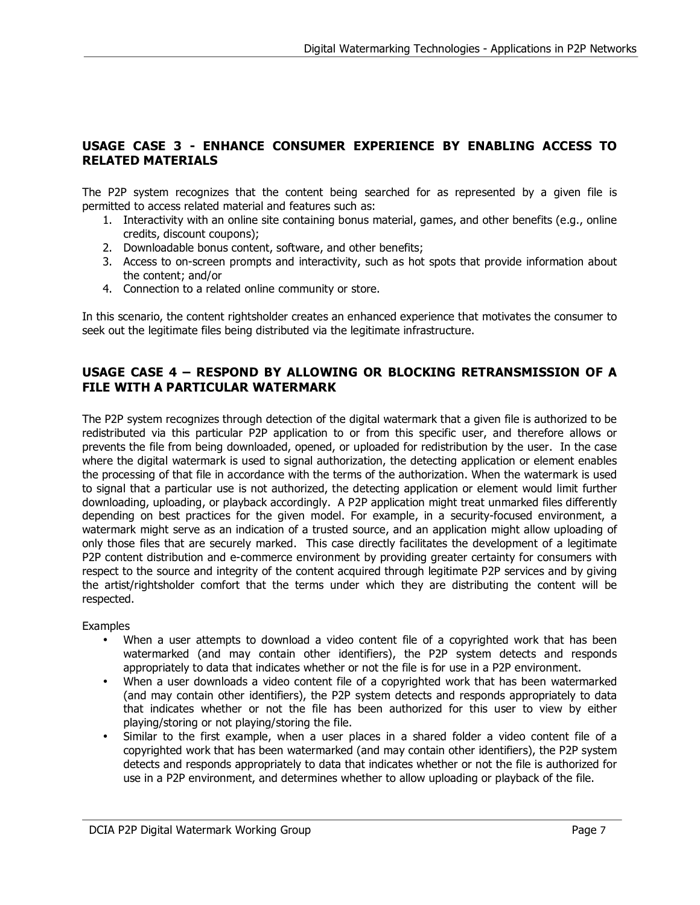## USAGE CASE 3 - ENHANCE CONSUMER EXPERIENCE BY ENABLING ACCESS TO RELATED MATERIALS

The P2P system recognizes that the content being searched for as represented by a given file is permitted to access related material and features such as:

1. Interactivity with an online site containing bonus material, games, and other benefits (e.g., online credits, discount coupons);
2. Downloadable bonus content, software, and other benefits;
3. Access to on-screen prompts and interactivity, such as hot spots that provide information about the content; and/or
4. Connection to a related online community or store.

In this scenario, the content rightsholder creates an enhanced experience that motivates the consumer to seek out the legitimate files being distributed via the legitimate infrastructure.

## USAGE CASE 4 – RESPOND BY ALLOWING OR BLOCKING RETRANSMISSION OF A FILE WITH A PARTICULAR WATERMARK

The P2P system recognizes through detection of the digital watermark that a given file is authorized to be redistributed via this particular P2P application to or from this specific user, and therefore allows or prevents the file from being downloaded, opened, or uploaded for redistribution by the user. In the case where the digital watermark is used to signal authorization, the detecting application or element enables the processing of that file in accordance with the terms of the authorization. When the watermark is used to signal that a particular use is not authorized, the detecting application or element would limit further downloading, uploading, or playback accordingly. A P2P application might treat unmarked files differently depending on best practices for the given model. For example, in a security-focused environment, a watermark might serve as an indication of a trusted source, and an application might allow uploading of only those files that are securely marked. This case directly facilitates the development of a legitimate P2P content distribution and e-commerce environment by providing greater certainty for consumers with respect to the source and integrity of the content acquired through legitimate P2P services and by giving the artist/rightsholder comfort that the terms under which they are distributing the content will be respected.

Examples

- When a user attempts to download a video content file of a copyrighted work that has been watermarked (and may contain other identifiers), the P2P system detects and responds appropriately to data that indicates whether or not the file is for use in a P2P environment.
- When a user downloads a video content file of a copyrighted work that has been watermarked (and may contain other identifiers), the P2P system detects and responds appropriately to data that indicates whether or not the file has been authorized for this user to view by either playing/storing or not playing/storing the file.
- Similar to the first example, when a user places in a shared folder a video content file of a copyrighted work that has been watermarked (and may contain other identifiers), the P2P system detects and responds appropriately to data that indicates whether or not the file is authorized for use in a P2P environment, and determines whether to allow uploading or playback of the file.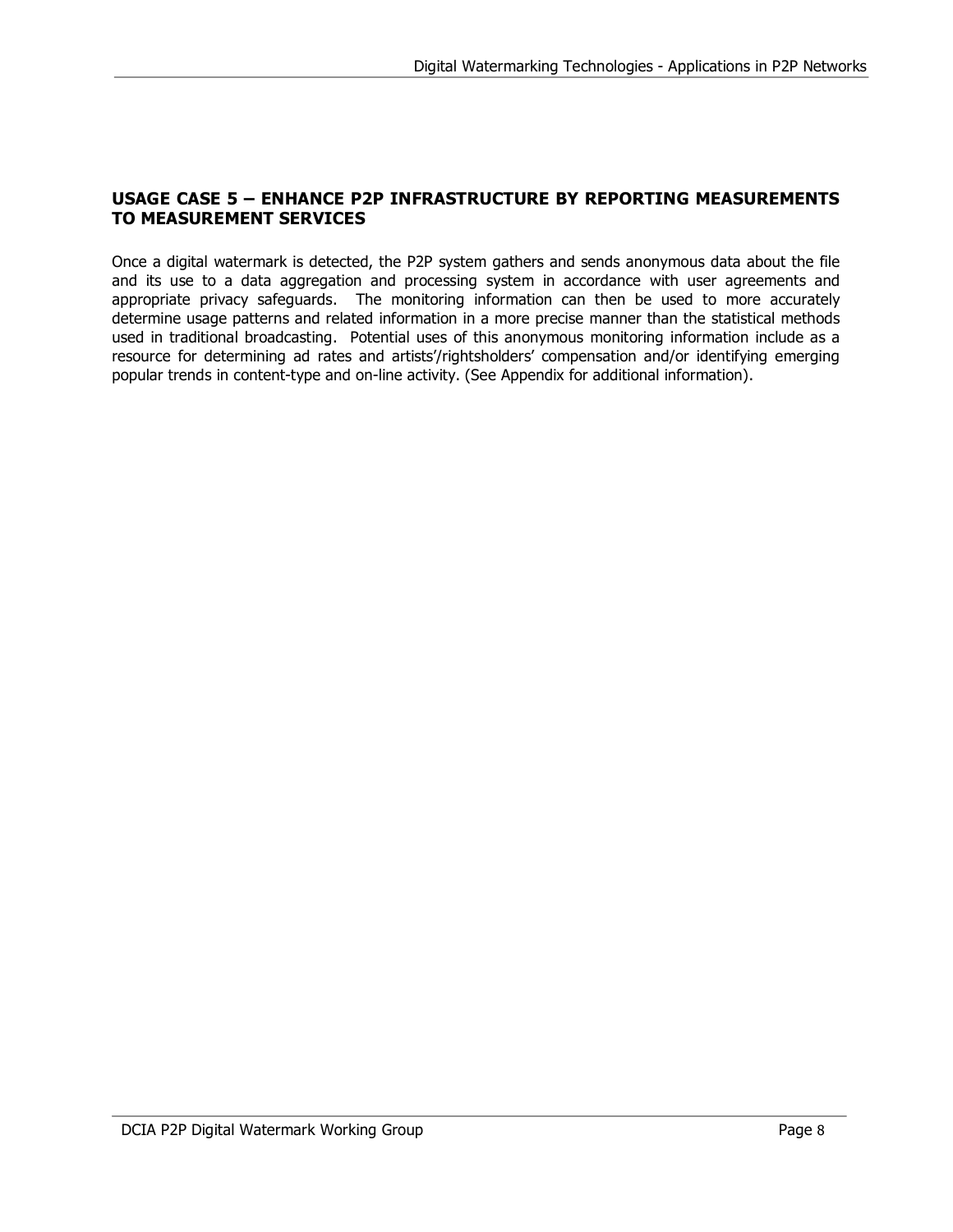## USAGE CASE 5 – ENHANCE P2P INFRASTRUCTURE BY REPORTING MEASUREMENTS TO MEASUREMENT SERVICES

Once a digital watermark is detected, the P2P system gathers and sends anonymous data about the file and its use to a data aggregation and processing system in accordance with user agreements and appropriate privacy safeguards. The monitoring information can then be used to more accurately determine usage patterns and related information in a more precise manner than the statistical methods used in traditional broadcasting. Potential uses of this anonymous monitoring information include as a resource for determining ad rates and artists'/rightsholders' compensation and/or identifying emerging popular trends in content-type and on-line activity. (See Appendix for additional information).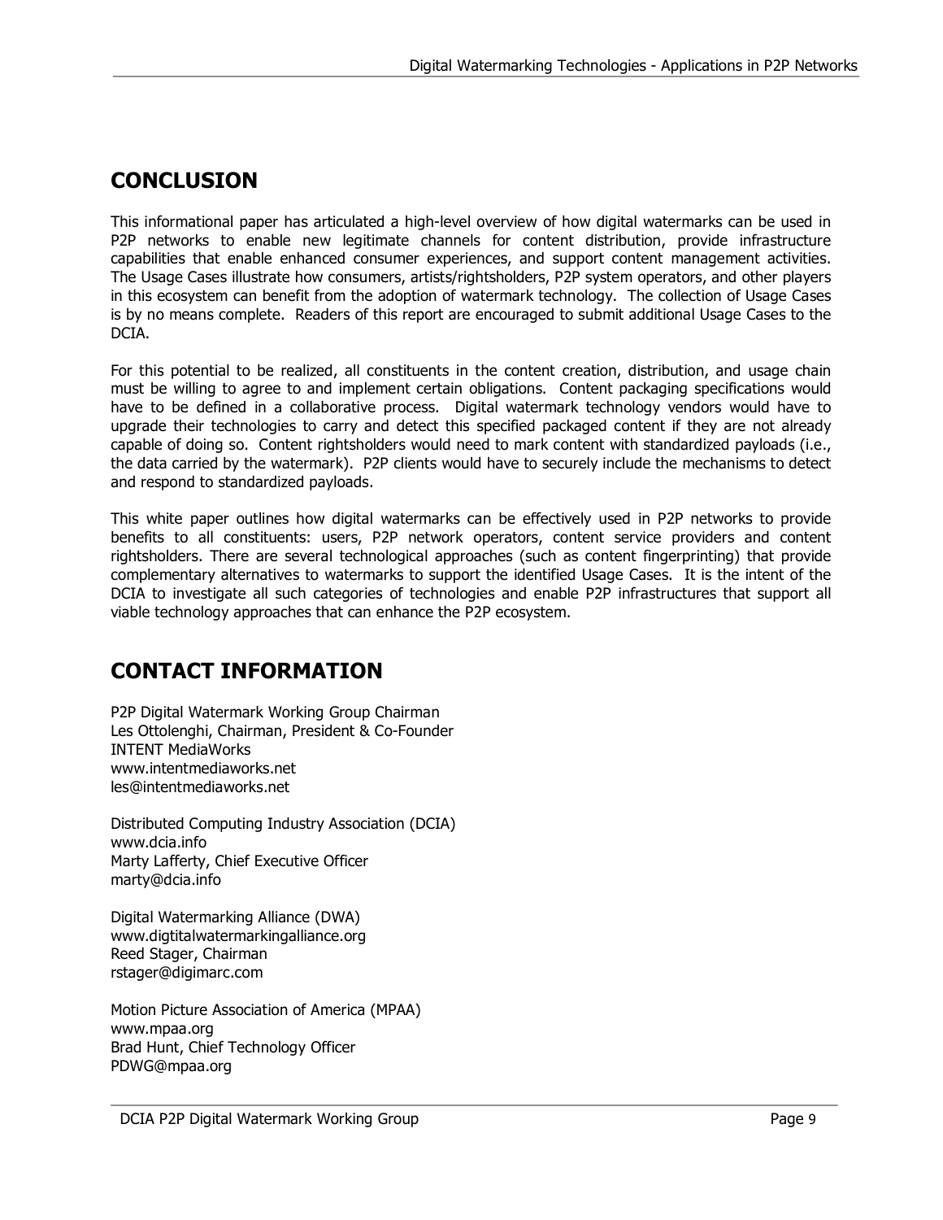## CONCLUSION

This informational paper has articulated a high-level overview of how digital watermarks can be used in P2P networks to enable new legitimate channels for content distribution, provide infrastructure capabilities that enable enhanced consumer experiences, and support content management activities. The Usage Cases illustrate how consumers, artists/rightsholders, P2P system operators, and other players in this ecosystem can benefit from the adoption of watermark technology. The collection of Usage Cases is by no means complete. Readers of this report are encouraged to submit additional Usage Cases to the DCIA.

For this potential to be realized, all constituents in the content creation, distribution, and usage chain must be willing to agree to and implement certain obligations. Content packaging specifications would have to be defined in a collaborative process. Digital watermark technology vendors would have to upgrade their technologies to carry and detect this specified packaged content if they are not already capable of doing so. Content rightsholders would need to mark content with standardized payloads (i.e., the data carried by the watermark). P2P clients would have to securely include the mechanisms to detect and respond to standardized payloads.

This white paper outlines how digital watermarks can be effectively used in P2P networks to provide benefits to all constituents: users, P2P network operators, content service providers and content rightsholders. There are several technological approaches (such as content fingerprinting) that provide complementary alternatives to watermarks to support the identified Usage Cases. It is the intent of the DCIA to investigate all such categories of technologies and enable P2P infrastructures that support all viable technology approaches that can enhance the P2P ecosystem.

## CONTACT INFORMATION

P2P Digital Watermark Working Group Chairman
Les Ottolenghi, Chairman, President & Co-Founder
INTENT MediaWorks
www.intentmediaworks.net
les@intentmediaworks.net

Distributed Computing Industry Association (DCIA)
www.dcia.info
Marty Lafferty, Chief Executive Officer
marty@dcia.info

Digital Watermarking Alliance (DWA)
www.digtitalwatermarkingalliance.org
Reed Stager, Chairman
rstager@digimarc.com

Motion Picture Association of America (MPAA)
www.mpaa.org
Brad Hunt, Chief Technology Officer
PDWG@mpaa.org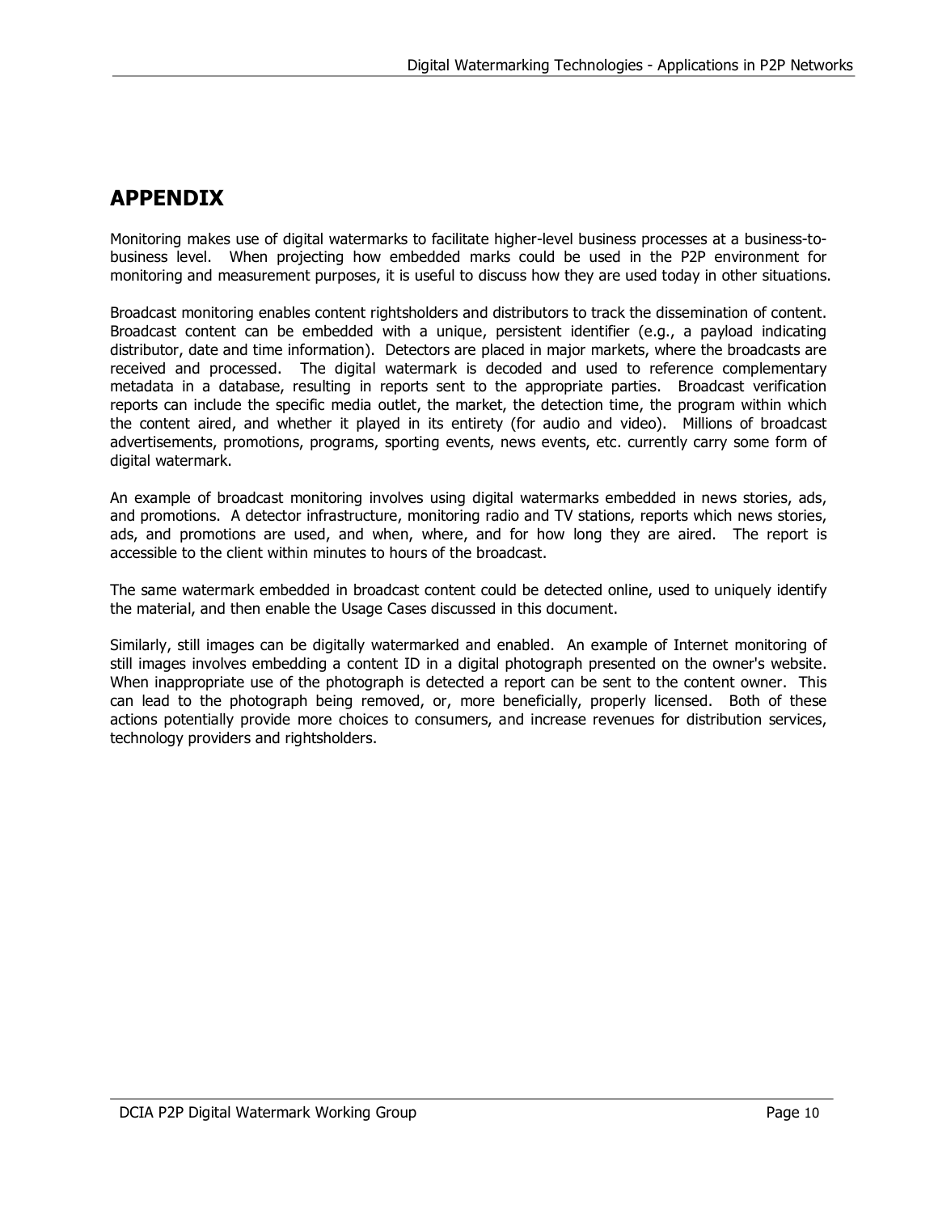# APPENDIX

Monitoring makes use of digital watermarks to facilitate higher-level business processes at a business-to-business level. When projecting how embedded marks could be used in the P2P environment for monitoring and measurement purposes, it is useful to discuss how they are used today in other situations.

Broadcast monitoring enables content rightsholders and distributors to track the dissemination of content. Broadcast content can be embedded with a unique, persistent identifier (e.g., a payload indicating distributor, date and time information). Detectors are placed in major markets, where the broadcasts are received and processed. The digital watermark is decoded and used to reference complementary metadata in a database, resulting in reports sent to the appropriate parties. Broadcast verification reports can include the specific media outlet, the market, the detection time, the program within which the content aired, and whether it played in its entirety (for audio and video). Millions of broadcast advertisements, promotions, programs, sporting events, news events, etc. currently carry some form of digital watermark.

An example of broadcast monitoring involves using digital watermarks embedded in news stories, ads, and promotions. A detector infrastructure, monitoring radio and TV stations, reports which news stories, ads, and promotions are used, and when, where, and for how long they are aired. The report is accessible to the client within minutes to hours of the broadcast.

The same watermark embedded in broadcast content could be detected online, used to uniquely identify the material, and then enable the Usage Cases discussed in this document.

Similarly, still images can be digitally watermarked and enabled. An example of Internet monitoring of still images involves embedding a content ID in a digital photograph presented on the owner's website. When inappropriate use of the photograph is detected a report can be sent to the content owner. This can lead to the photograph being removed, or, more beneficially, properly licensed. Both of these actions potentially provide more choices to consumers, and increase revenues for distribution services, technology providers and rightsholders.